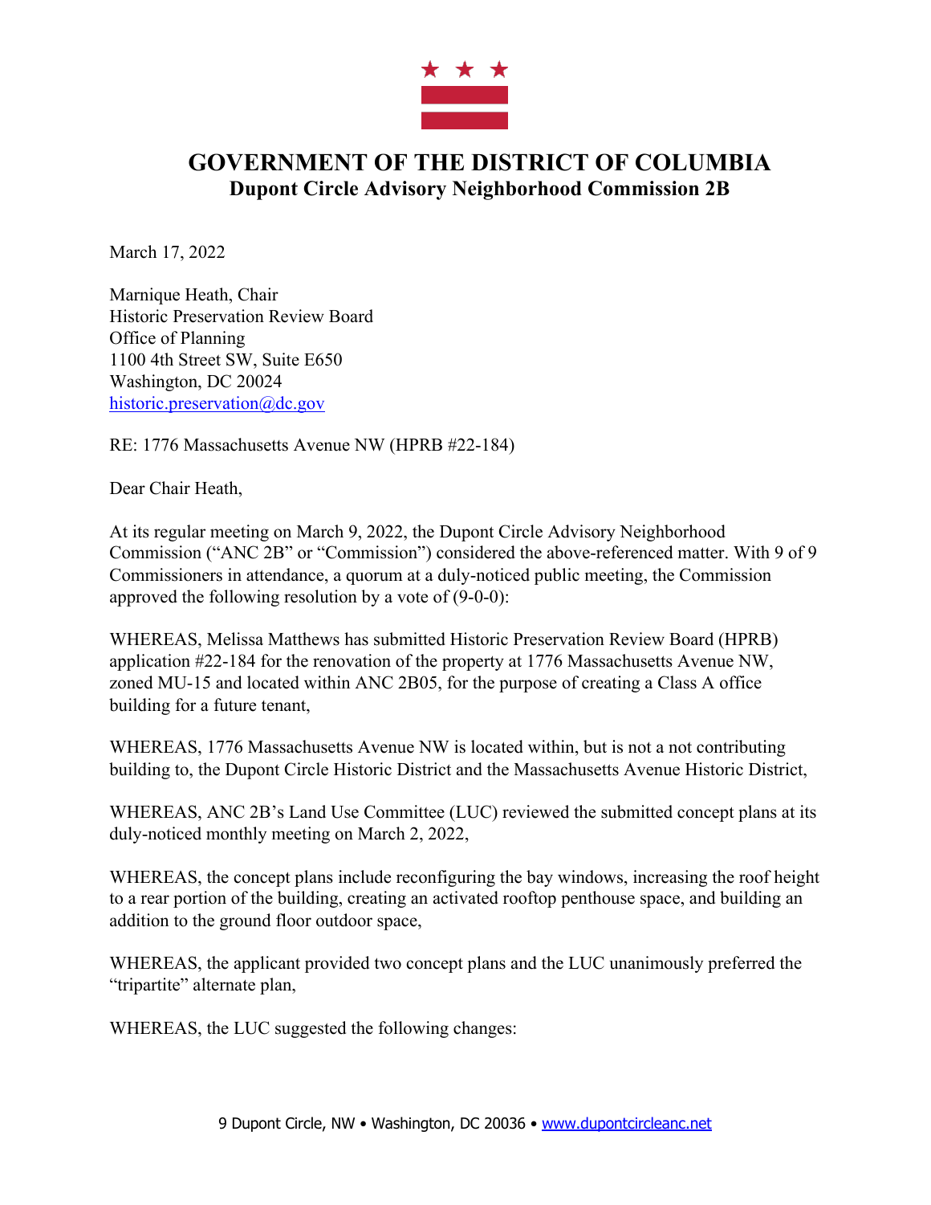# GOVERNMENT OF THE DISTRICT OF COLUMBIA
## Dupont Circle Advisory Neighborhood Commission 2B

March 17, 2022

Marnique Heath, Chair
Historic Preservation Review Board
Office of Planning
1100 4th Street SW, Suite E650
Washington, DC 20024
historic.preservation@dc.gov

RE: 1776 Massachusetts Avenue NW (HPRB #22-184)

Dear Chair Heath,

At its regular meeting on March 9, 2022, the Dupont Circle Advisory Neighborhood Commission ("ANC 2B" or "Commission") considered the above-referenced matter. With 9 of 9 Commissioners in attendance, a quorum at a duly-noticed public meeting, the Commission approved the following resolution by a vote of (9-0-0):

WHEREAS, Melissa Matthews has submitted Historic Preservation Review Board (HPRB) application #22-184 for the renovation of the property at 1776 Massachusetts Avenue NW, zoned MU-15 and located within ANC 2B05, for the purpose of creating a Class A office building for a future tenant,

WHEREAS, 1776 Massachusetts Avenue NW is located within, but is not a not contributing building to, the Dupont Circle Historic District and the Massachusetts Avenue Historic District,

WHEREAS, ANC 2B's Land Use Committee (LUC) reviewed the submitted concept plans at its duly-noticed monthly meeting on March 2, 2022,

WHEREAS, the concept plans include reconfiguring the bay windows, increasing the roof height to a rear portion of the building, creating an activated rooftop penthouse space, and building an addition to the ground floor outdoor space,

WHEREAS, the applicant provided two concept plans and the LUC unanimously preferred the "tripartite" alternate plan,

WHEREAS, the LUC suggested the following changes: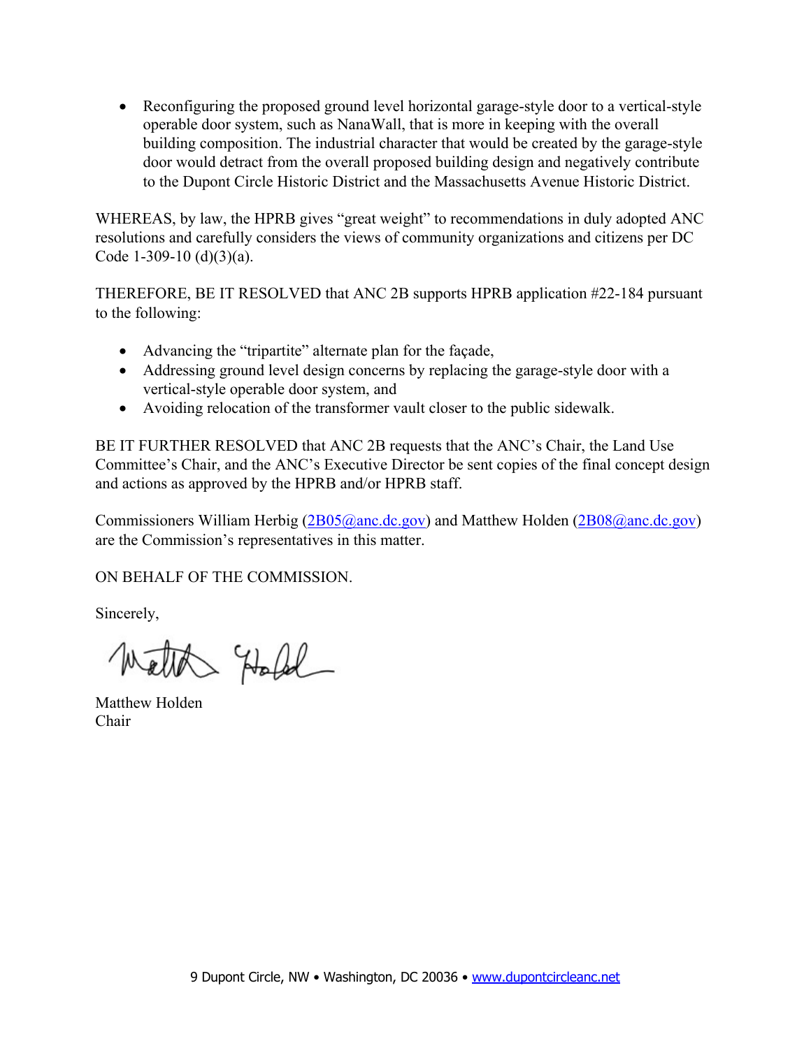- Reconfiguring the proposed ground level horizontal garage-style door to a vertical-style operable door system, such as NanaWall, that is more in keeping with the overall building composition. The industrial character that would be created by the garage-style door would detract from the overall proposed building design and negatively contribute to the Dupont Circle Historic District and the Massachusetts Avenue Historic District.

WHEREAS, by law, the HPRB gives "great weight" to recommendations in duly adopted ANC resolutions and carefully considers the views of community organizations and citizens per DC Code 1-309-10 (d)(3)(a).

THEREFORE, BE IT RESOLVED that ANC 2B supports HPRB application #22-184 pursuant to the following:

- Advancing the "tripartite" alternate plan for the façade,
- Addressing ground level design concerns by replacing the garage-style door with a vertical-style operable door system, and
- Avoiding relocation of the transformer vault closer to the public sidewalk.

BE IT FURTHER RESOLVED that ANC 2B requests that the ANC's Chair, the Land Use Committee's Chair, and the ANC's Executive Director be sent copies of the final concept design and actions as approved by the HPRB and/or HPRB staff.

Commissioners William Herbig (2B05@anc.dc.gov) and Matthew Holden (2B08@anc.dc.gov) are the Commission's representatives in this matter.

ON BEHALF OF THE COMMISSION.

Sincerely,

Matthew Holden
Chair